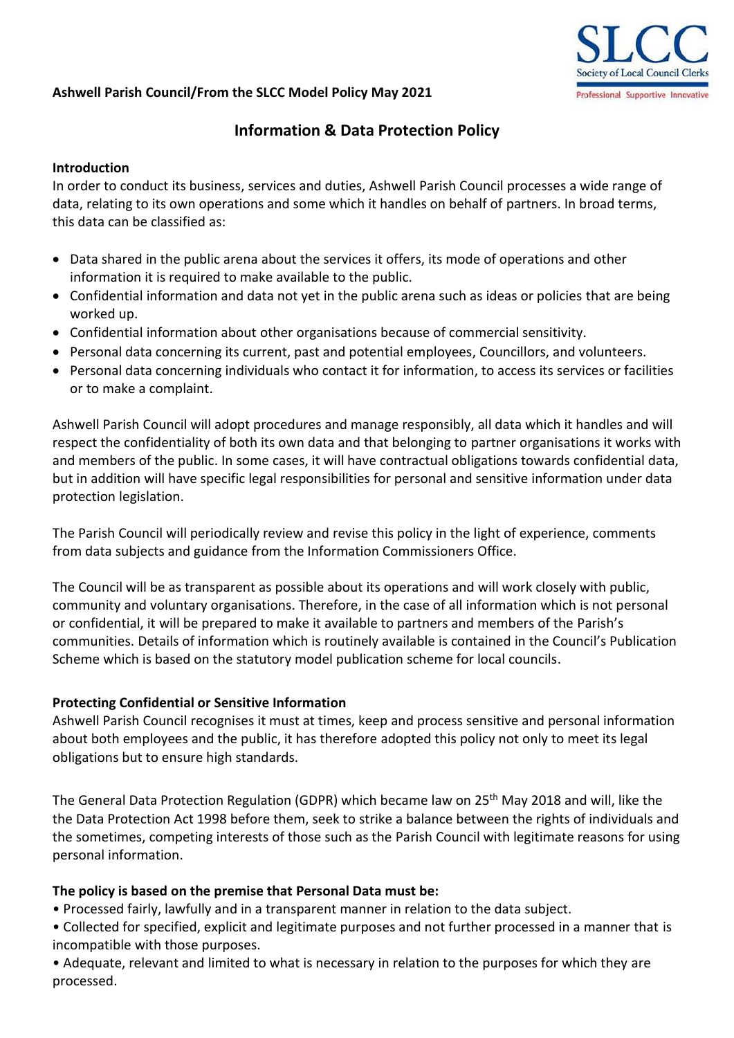**Ashwell Parish Council/From the SLCC Model Policy May 2021**

# Information & Data Protection Policy

**Introduction**

In order to conduct its business, services and duties, Ashwell Parish Council processes a wide range of data, relating to its own operations and some which it handles on behalf of partners. In broad terms, this data can be classified as:

- Data shared in the public arena about the services it offers, its mode of operations and other information it is required to make available to the public.
- Confidential information and data not yet in the public arena such as ideas or policies that are being worked up.
- Confidential information about other organisations because of commercial sensitivity.
- Personal data concerning its current, past and potential employees, Councillors, and volunteers.
- Personal data concerning individuals who contact it for information, to access its services or facilities or to make a complaint.

Ashwell Parish Council will adopt procedures and manage responsibly, all data which it handles and will respect the confidentiality of both its own data and that belonging to partner organisations it works with and members of the public. In some cases, it will have contractual obligations towards confidential data, but in addition will have specific legal responsibilities for personal and sensitive information under data protection legislation.

The Parish Council will periodically review and revise this policy in the light of experience, comments from data subjects and guidance from the Information Commissioners Office.

The Council will be as transparent as possible about its operations and will work closely with public, community and voluntary organisations. Therefore, in the case of all information which is not personal or confidential, it will be prepared to make it available to partners and members of the Parish's communities. Details of information which is routinely available is contained in the Council's Publication Scheme which is based on the statutory model publication scheme for local councils.

**Protecting Confidential or Sensitive Information**

Ashwell Parish Council recognises it must at times, keep and process sensitive and personal information about both employees and the public, it has therefore adopted this policy not only to meet its legal obligations but to ensure high standards.

The General Data Protection Regulation (GDPR) which became law on 25th May 2018 and will, like the the Data Protection Act 1998 before them, seek to strike a balance between the rights of individuals and the sometimes, competing interests of those such as the Parish Council with legitimate reasons for using personal information.

**The policy is based on the premise that Personal Data must be:**

- Processed fairly, lawfully and in a transparent manner in relation to the data subject.
- Collected for specified, explicit and legitimate purposes and not further processed in a manner that is incompatible with those purposes.
- Adequate, relevant and limited to what is necessary in relation to the purposes for which they are processed.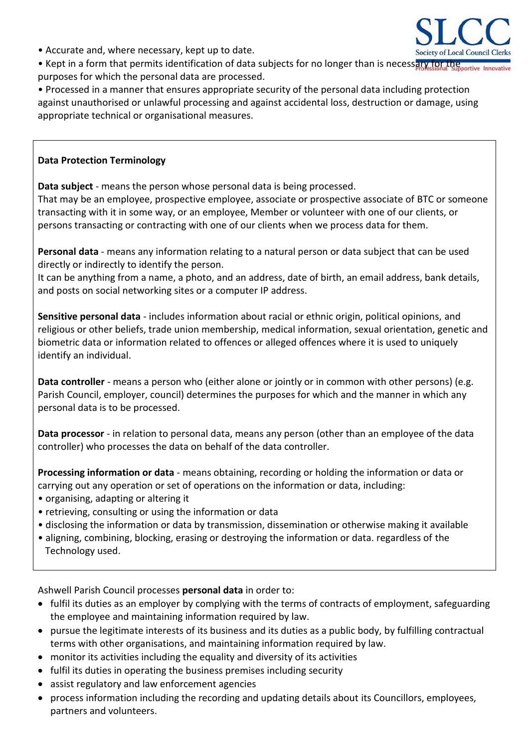- Accurate and, where necessary, kept up to date.
- Kept in a form that permits identification of data subjects for no longer than is necessary for the purposes for which the personal data are processed.
- Processed in a manner that ensures appropriate security of the personal data including protection against unauthorised or unlawful processing and against accidental loss, destruction or damage, using appropriate technical or organisational measures.

**Data Protection Terminology**

**Data subject** - means the person whose personal data is being processed.
That may be an employee, prospective employee, associate or prospective associate of BTC or someone transacting with it in some way, or an employee, Member or volunteer with one of our clients, or persons transacting or contracting with one of our clients when we process data for them.

**Personal data** - means any information relating to a natural person or data subject that can be used directly or indirectly to identify the person.
It can be anything from a name, a photo, and an address, date of birth, an email address, bank details, and posts on social networking sites or a computer IP address.

**Sensitive personal data** - includes information about racial or ethnic origin, political opinions, and religious or other beliefs, trade union membership, medical information, sexual orientation, genetic and biometric data or information related to offences or alleged offences where it is used to uniquely identify an individual.

**Data controller** - means a person who (either alone or jointly or in common with other persons) (e.g. Parish Council, employer, council) determines the purposes for which and the manner in which any personal data is to be processed.

**Data processor** - in relation to personal data, means any person (other than an employee of the data controller) who processes the data on behalf of the data controller.

**Processing information or data** - means obtaining, recording or holding the information or data or carrying out any operation or set of operations on the information or data, including:

- organising, adapting or altering it
- retrieving, consulting or using the information or data
- disclosing the information or data by transmission, dissemination or otherwise making it available
- aligning, combining, blocking, erasing or destroying the information or data. regardless of the Technology used.

Ashwell Parish Council processes **personal data** in order to:

- fulfil its duties as an employer by complying with the terms of contracts of employment, safeguarding the employee and maintaining information required by law.
- pursue the legitimate interests of its business and its duties as a public body, by fulfilling contractual terms with other organisations, and maintaining information required by law.
- monitor its activities including the equality and diversity of its activities
- fulfil its duties in operating the business premises including security
- assist regulatory and law enforcement agencies
- process information including the recording and updating details about its Councillors, employees, partners and volunteers.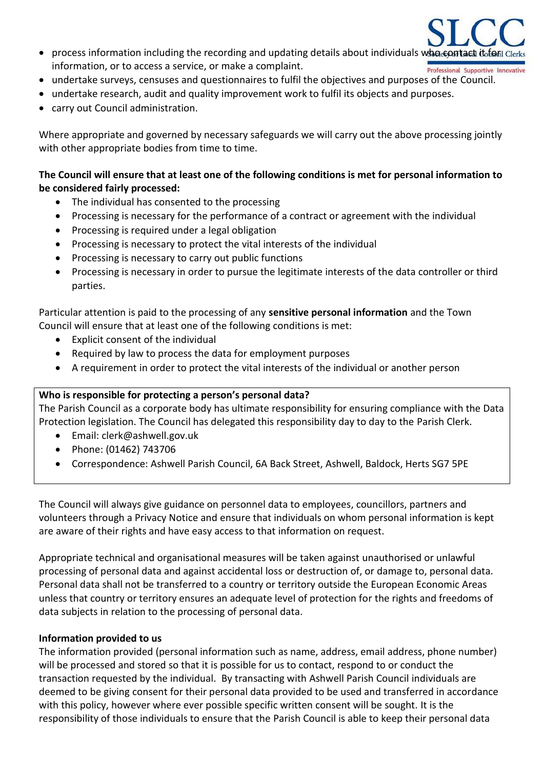- process information including the recording and updating details about individuals who contact it for information, or to access a service, or make a complaint.
- undertake surveys, censuses and questionnaires to fulfil the objectives and purposes of the Council.
- undertake research, audit and quality improvement work to fulfil its objects and purposes.
- carry out Council administration.

Where appropriate and governed by necessary safeguards we will carry out the above processing jointly with other appropriate bodies from time to time.

**The Council will ensure that at least one of the following conditions is met for personal information to be considered fairly processed:**

- The individual has consented to the processing
- Processing is necessary for the performance of a contract or agreement with the individual
- Processing is required under a legal obligation
- Processing is necessary to protect the vital interests of the individual
- Processing is necessary to carry out public functions
- Processing is necessary in order to pursue the legitimate interests of the data controller or third parties.

Particular attention is paid to the processing of any **sensitive personal information** and the Town Council will ensure that at least one of the following conditions is met:

- Explicit consent of the individual
- Required by law to process the data for employment purposes
- A requirement in order to protect the vital interests of the individual or another person

**Who is responsible for protecting a person's personal data?**

The Parish Council as a corporate body has ultimate responsibility for ensuring compliance with the Data Protection legislation. The Council has delegated this responsibility day to day to the Parish Clerk.

- Email: clerk@ashwell.gov.uk
- Phone: (01462) 743706
- Correspondence: Ashwell Parish Council, 6A Back Street, Ashwell, Baldock, Herts SG7 5PE

The Council will always give guidance on personnel data to employees, councillors, partners and volunteers through a Privacy Notice and ensure that individuals on whom personal information is kept are aware of their rights and have easy access to that information on request.

Appropriate technical and organisational measures will be taken against unauthorised or unlawful processing of personal data and against accidental loss or destruction of, or damage to, personal data. Personal data shall not be transferred to a country or territory outside the European Economic Areas unless that country or territory ensures an adequate level of protection for the rights and freedoms of data subjects in relation to the processing of personal data.

**Information provided to us**

The information provided (personal information such as name, address, email address, phone number) will be processed and stored so that it is possible for us to contact, respond to or conduct the transaction requested by the individual. By transacting with Ashwell Parish Council individuals are deemed to be giving consent for their personal data provided to be used and transferred in accordance with this policy, however where ever possible specific written consent will be sought. It is the responsibility of those individuals to ensure that the Parish Council is able to keep their personal data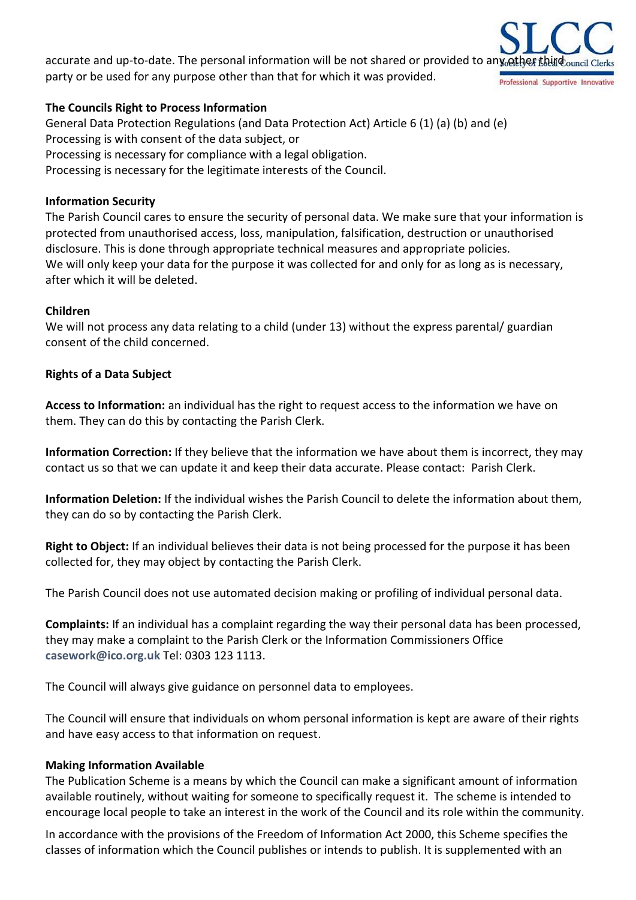accurate and up-to-date. The personal information will be not shared or provided to any other third party or be used for any purpose other than that for which it was provided.

**The Councils Right to Process Information**

General Data Protection Regulations (and Data Protection Act) Article 6 (1) (a) (b) and (e)
Processing is with consent of the data subject, or
Processing is necessary for compliance with a legal obligation.
Processing is necessary for the legitimate interests of the Council.

**Information Security**

The Parish Council cares to ensure the security of personal data. We make sure that your information is protected from unauthorised access, loss, manipulation, falsification, destruction or unauthorised disclosure. This is done through appropriate technical measures and appropriate policies.
We will only keep your data for the purpose it was collected for and only for as long as is necessary, after which it will be deleted.

**Children**

We will not process any data relating to a child (under 13) without the express parental/ guardian consent of the child concerned.

**Rights of a Data Subject**

**Access to Information:** an individual has the right to request access to the information we have on them. They can do this by contacting the Parish Clerk.

**Information Correction:** If they believe that the information we have about them is incorrect, they may contact us so that we can update it and keep their data accurate. Please contact: Parish Clerk.

**Information Deletion:** If the individual wishes the Parish Council to delete the information about them, they can do so by contacting the Parish Clerk.

**Right to Object:** If an individual believes their data is not being processed for the purpose it has been collected for, they may object by contacting the Parish Clerk.

The Parish Council does not use automated decision making or profiling of individual personal data.

**Complaints:** If an individual has a complaint regarding the way their personal data has been processed, they may make a complaint to the Parish Clerk or the Information Commissioners Office casework@ico.org.uk Tel: 0303 123 1113.

The Council will always give guidance on personnel data to employees.

The Council will ensure that individuals on whom personal information is kept are aware of their rights and have easy access to that information on request.

**Making Information Available**

The Publication Scheme is a means by which the Council can make a significant amount of information available routinely, without waiting for someone to specifically request it. The scheme is intended to encourage local people to take an interest in the work of the Council and its role within the community.

In accordance with the provisions of the Freedom of Information Act 2000, this Scheme specifies the classes of information which the Council publishes or intends to publish. It is supplemented with an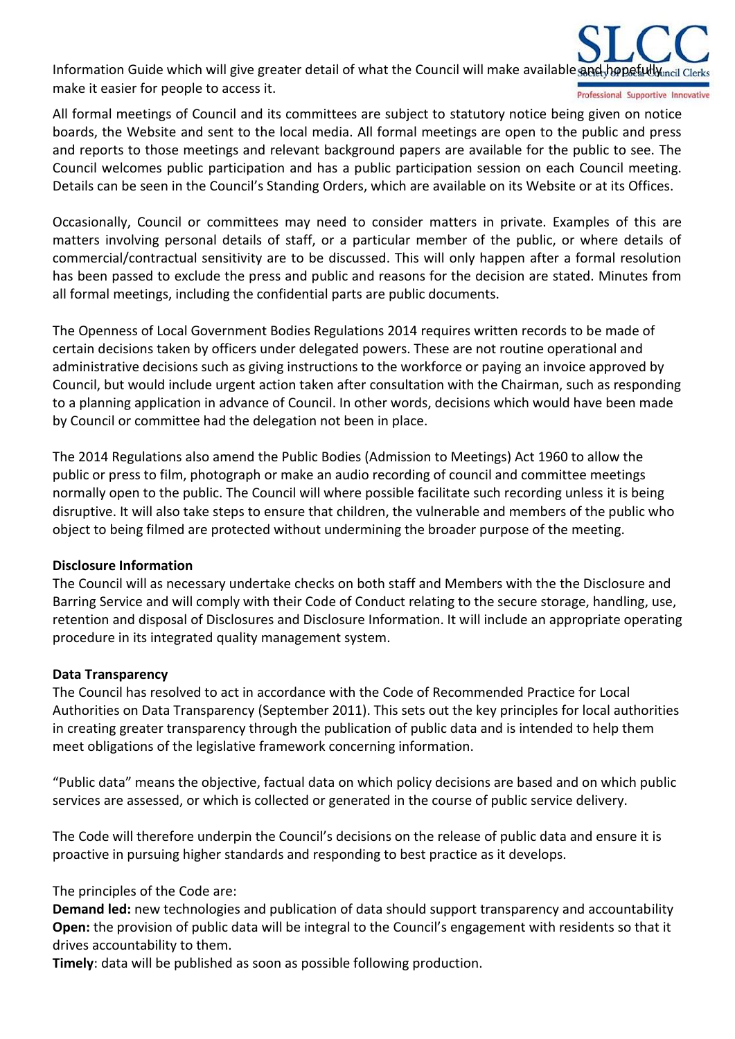Information Guide which will give greater detail of what the Council will make available and hopefully make it easier for people to access it.

All formal meetings of Council and its committees are subject to statutory notice being given on notice boards, the Website and sent to the local media. All formal meetings are open to the public and press and reports to those meetings and relevant background papers are available for the public to see. The Council welcomes public participation and has a public participation session on each Council meeting. Details can be seen in the Council's Standing Orders, which are available on its Website or at its Offices.

Occasionally, Council or committees may need to consider matters in private. Examples of this are matters involving personal details of staff, or a particular member of the public, or where details of commercial/contractual sensitivity are to be discussed. This will only happen after a formal resolution has been passed to exclude the press and public and reasons for the decision are stated. Minutes from all formal meetings, including the confidential parts are public documents.

The Openness of Local Government Bodies Regulations 2014 requires written records to be made of certain decisions taken by officers under delegated powers. These are not routine operational and administrative decisions such as giving instructions to the workforce or paying an invoice approved by Council, but would include urgent action taken after consultation with the Chairman, such as responding to a planning application in advance of Council. In other words, decisions which would have been made by Council or committee had the delegation not been in place.

The 2014 Regulations also amend the Public Bodies (Admission to Meetings) Act 1960 to allow the public or press to film, photograph or make an audio recording of council and committee meetings normally open to the public. The Council will where possible facilitate such recording unless it is being disruptive. It will also take steps to ensure that children, the vulnerable and members of the public who object to being filmed are protected without undermining the broader purpose of the meeting.

**Disclosure Information**
The Council will as necessary undertake checks on both staff and Members with the the Disclosure and Barring Service and will comply with their Code of Conduct relating to the secure storage, handling, use, retention and disposal of Disclosures and Disclosure Information. It will include an appropriate operating procedure in its integrated quality management system.

**Data Transparency**
The Council has resolved to act in accordance with the Code of Recommended Practice for Local Authorities on Data Transparency (September 2011). This sets out the key principles for local authorities in creating greater transparency through the publication of public data and is intended to help them meet obligations of the legislative framework concerning information.

"Public data" means the objective, factual data on which policy decisions are based and on which public services are assessed, or which is collected or generated in the course of public service delivery.

The Code will therefore underpin the Council's decisions on the release of public data and ensure it is proactive in pursuing higher standards and responding to best practice as it develops.

The principles of the Code are:
**Demand led:** new technologies and publication of data should support transparency and accountability
**Open:** the provision of public data will be integral to the Council's engagement with residents so that it drives accountability to them.
**Timely**: data will be published as soon as possible following production.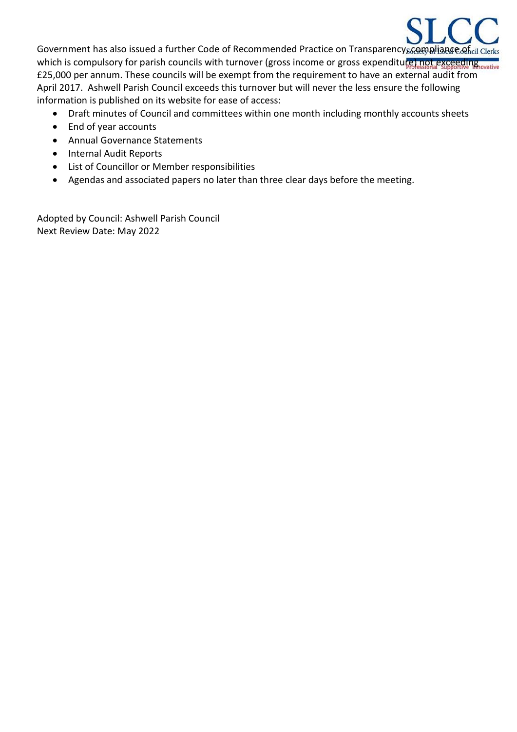Government has also issued a further Code of Recommended Practice on Transparency compliance of which is compulsory for parish councils with turnover (gross income or gross expenditure) not exceeding £25,000 per annum. These councils will be exempt from the requirement to have an external audit from April 2017. Ashwell Parish Council exceeds this turnover but will never the less ensure the following information is published on its website for ease of access:

- Draft minutes of Council and committees within one month including monthly accounts sheets
- End of year accounts
- Annual Governance Statements
- Internal Audit Reports
- List of Councillor or Member responsibilities
- Agendas and associated papers no later than three clear days before the meeting.

Adopted by Council: Ashwell Parish Council
Next Review Date: May 2022